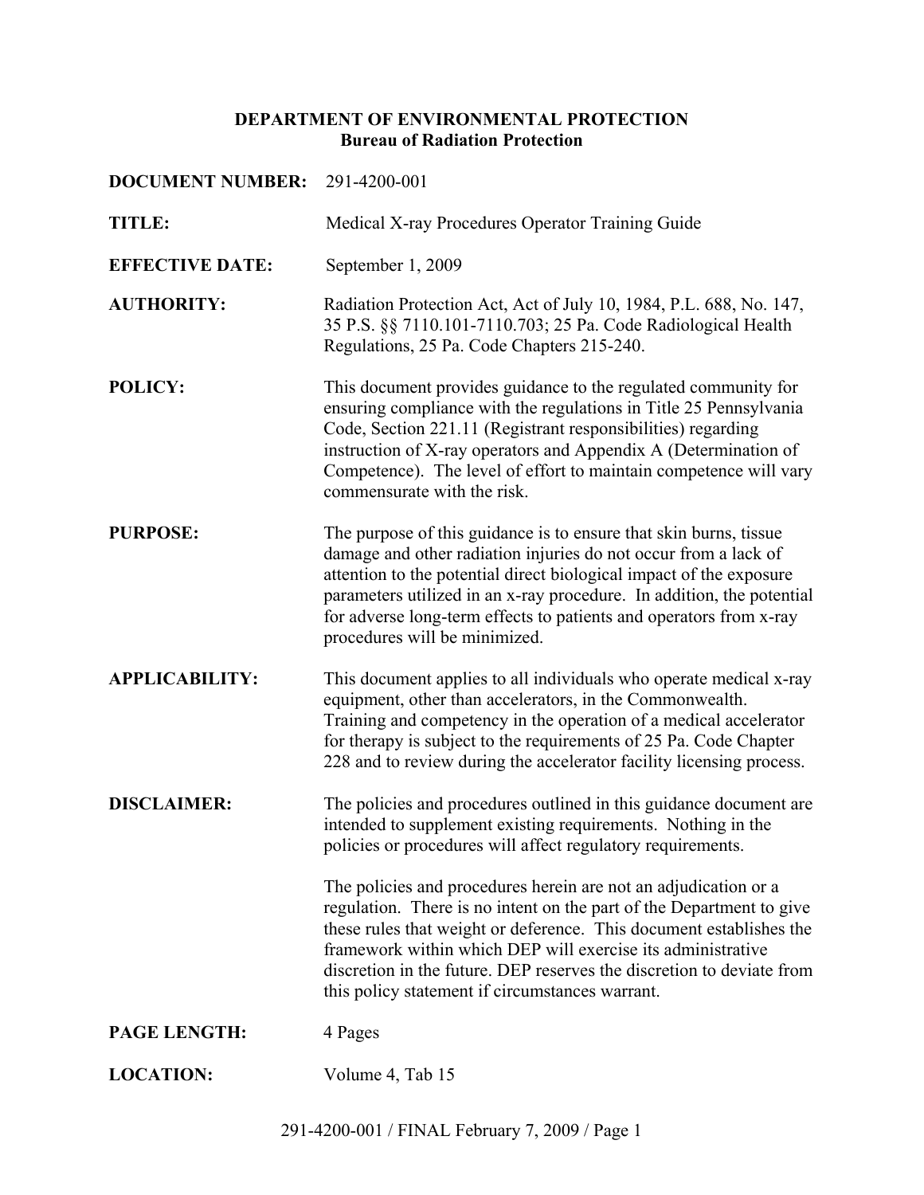# DEPARTMENT OF ENVIRONMENTAL PROTECTION
## Bureau of Radiation Protection

**DOCUMENT NUMBER:** 291-4200-001

**TITLE:** Medical X-ray Procedures Operator Training Guide

**EFFECTIVE DATE:** September 1, 2009

**AUTHORITY:** Radiation Protection Act, Act of July 10, 1984, P.L. 688, No. 147, 35 P.S. §§ 7110.101-7110.703; 25 Pa. Code Radiological Health Regulations, 25 Pa. Code Chapters 215-240.

**POLICY:** This document provides guidance to the regulated community for ensuring compliance with the regulations in Title 25 Pennsylvania Code, Section 221.11 (Registrant responsibilities) regarding instruction of X-ray operators and Appendix A (Determination of Competence). The level of effort to maintain competence will vary commensurate with the risk.

**PURPOSE:** The purpose of this guidance is to ensure that skin burns, tissue damage and other radiation injuries do not occur from a lack of attention to the potential direct biological impact of the exposure parameters utilized in an x-ray procedure. In addition, the potential for adverse long-term effects to patients and operators from x-ray procedures will be minimized.

**APPLICABILITY:** This document applies to all individuals who operate medical x-ray equipment, other than accelerators, in the Commonwealth. Training and competency in the operation of a medical accelerator for therapy is subject to the requirements of 25 Pa. Code Chapter 228 and to review during the accelerator facility licensing process.

**DISCLAIMER:** The policies and procedures outlined in this guidance document are intended to supplement existing requirements. Nothing in the policies or procedures will affect regulatory requirements.

The policies and procedures herein are not an adjudication or a regulation. There is no intent on the part of the Department to give these rules that weight or deference. This document establishes the framework within which DEP will exercise its administrative discretion in the future. DEP reserves the discretion to deviate from this policy statement if circumstances warrant.

**PAGE LENGTH:** 4 Pages

**LOCATION:** Volume 4, Tab 15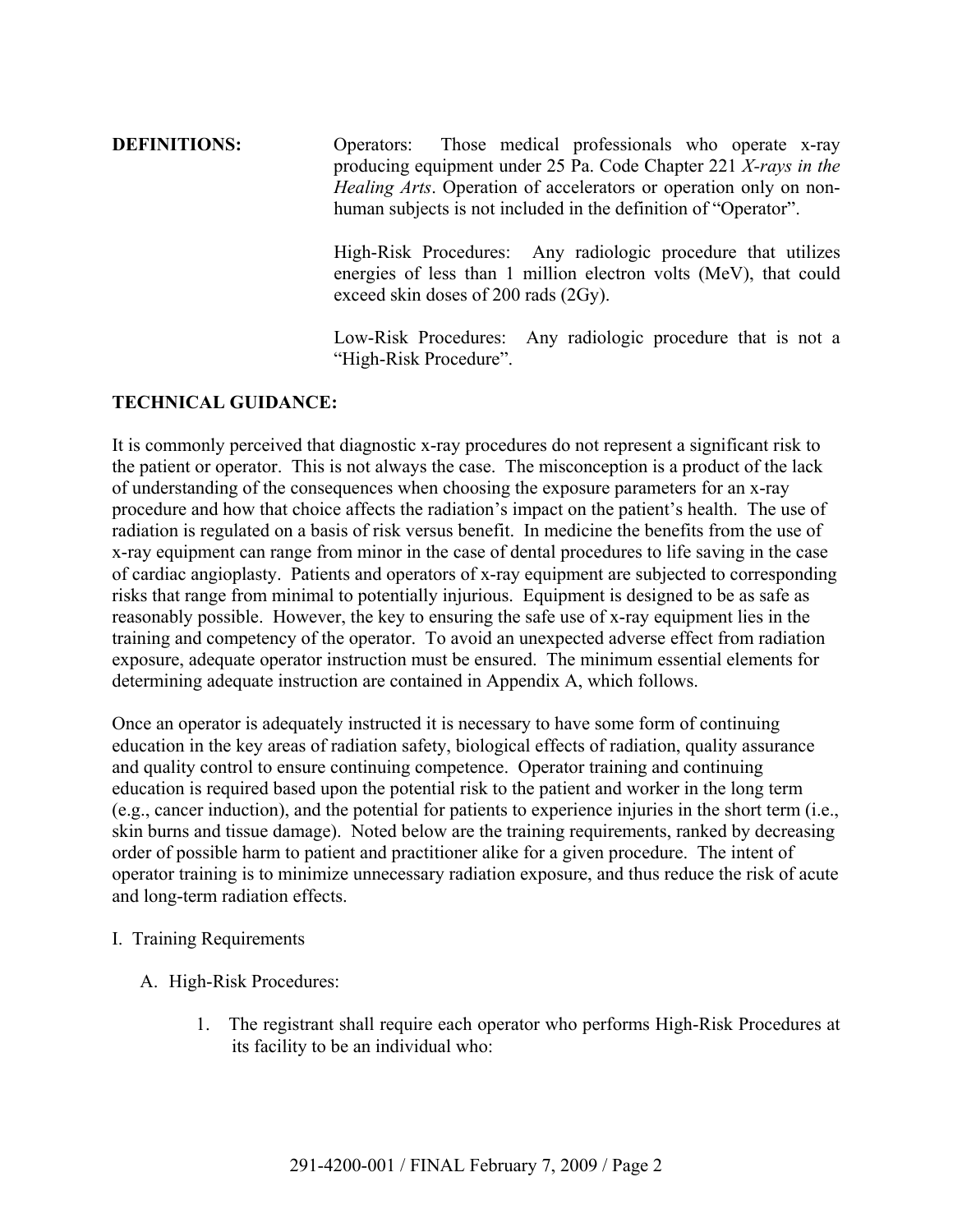**DEFINITIONS:**

Operators: Those medical professionals who operate x-ray producing equipment under 25 Pa. Code Chapter 221 *X-rays in the Healing Arts*. Operation of accelerators or operation only on non-human subjects is not included in the definition of "Operator".

High-Risk Procedures: Any radiologic procedure that utilizes energies of less than 1 million electron volts (MeV), that could exceed skin doses of 200 rads (2Gy).

Low-Risk Procedures: Any radiologic procedure that is not a "High-Risk Procedure".

**TECHNICAL GUIDANCE:**

It is commonly perceived that diagnostic x-ray procedures do not represent a significant risk to the patient or operator. This is not always the case. The misconception is a product of the lack of understanding of the consequences when choosing the exposure parameters for an x-ray procedure and how that choice affects the radiation's impact on the patient's health. The use of radiation is regulated on a basis of risk versus benefit. In medicine the benefits from the use of x-ray equipment can range from minor in the case of dental procedures to life saving in the case of cardiac angioplasty. Patients and operators of x-ray equipment are subjected to corresponding risks that range from minimal to potentially injurious. Equipment is designed to be as safe as reasonably possible. However, the key to ensuring the safe use of x-ray equipment lies in the training and competency of the operator. To avoid an unexpected adverse effect from radiation exposure, adequate operator instruction must be ensured. The minimum essential elements for determining adequate instruction are contained in Appendix A, which follows.

Once an operator is adequately instructed it is necessary to have some form of continuing education in the key areas of radiation safety, biological effects of radiation, quality assurance and quality control to ensure continuing competence. Operator training and continuing education is required based upon the potential risk to the patient and worker in the long term (e.g., cancer induction), and the potential for patients to experience injuries in the short term (i.e., skin burns and tissue damage). Noted below are the training requirements, ranked by decreasing order of possible harm to patient and practitioner alike for a given procedure. The intent of operator training is to minimize unnecessary radiation exposure, and thus reduce the risk of acute and long-term radiation effects.

I. Training Requirements

A. High-Risk Procedures:

1. The registrant shall require each operator who performs High-Risk Procedures at its facility to be an individual who: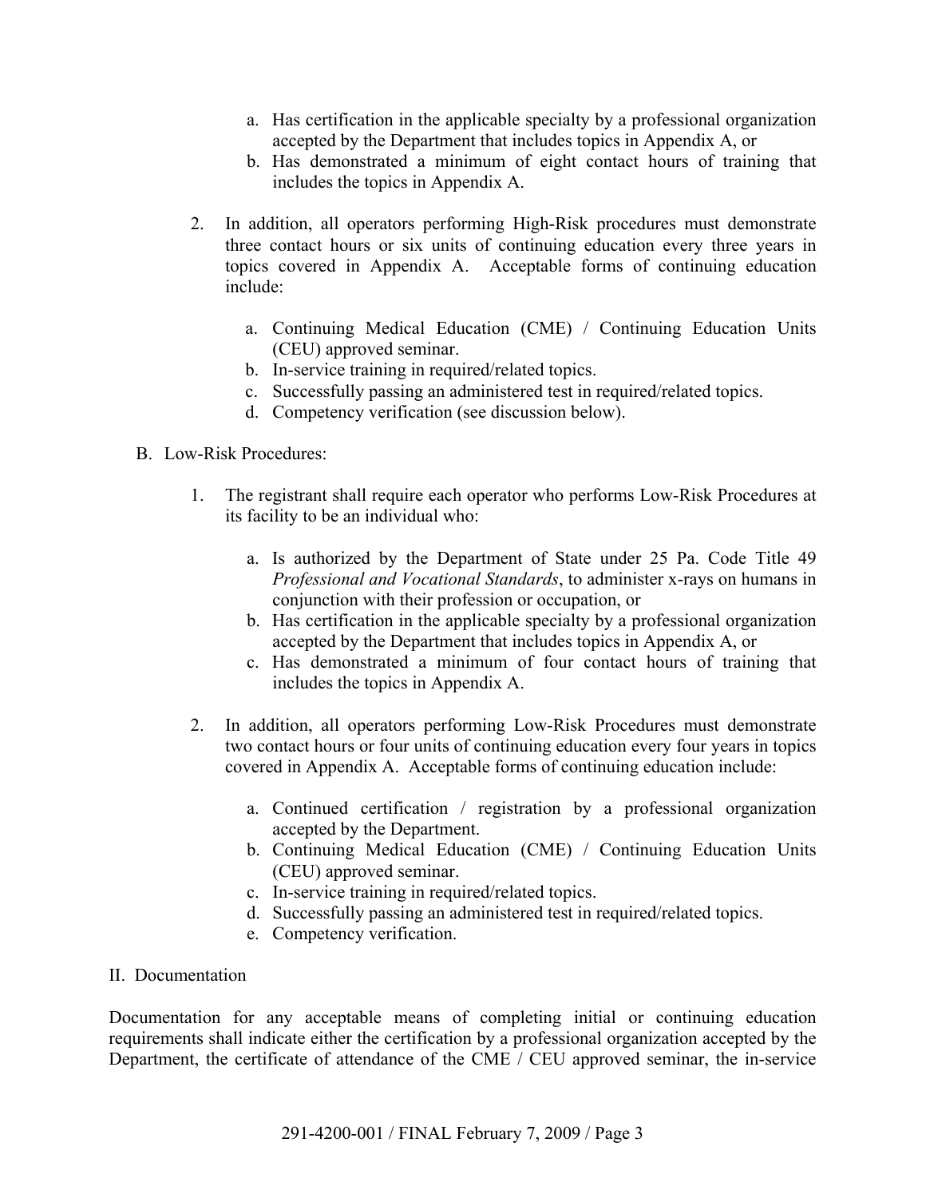a. Has certification in the applicable specialty by a professional organization accepted by the Department that includes topics in Appendix A, or
   b. Has demonstrated a minimum of eight contact hours of training that includes the topics in Appendix A.

2. In addition, all operators performing High-Risk procedures must demonstrate three contact hours or six units of continuing education every three years in topics covered in Appendix A. Acceptable forms of continuing education include:

   a. Continuing Medical Education (CME) / Continuing Education Units (CEU) approved seminar.
   b. In-service training in required/related topics.
   c. Successfully passing an administered test in required/related topics.
   d. Competency verification (see discussion below).

B. Low-Risk Procedures:

1. The registrant shall require each operator who performs Low-Risk Procedures at its facility to be an individual who:

   a. Is authorized by the Department of State under 25 Pa. Code Title 49 *Professional and Vocational Standards*, to administer x-rays on humans in conjunction with their profession or occupation, or
   b. Has certification in the applicable specialty by a professional organization accepted by the Department that includes topics in Appendix A, or
   c. Has demonstrated a minimum of four contact hours of training that includes the topics in Appendix A.

2. In addition, all operators performing Low-Risk Procedures must demonstrate two contact hours or four units of continuing education every four years in topics covered in Appendix A. Acceptable forms of continuing education include:

   a. Continued certification / registration by a professional organization accepted by the Department.
   b. Continuing Medical Education (CME) / Continuing Education Units (CEU) approved seminar.
   c. In-service training in required/related topics.
   d. Successfully passing an administered test in required/related topics.
   e. Competency verification.

II. Documentation

Documentation for any acceptable means of completing initial or continuing education requirements shall indicate either the certification by a professional organization accepted by the Department, the certificate of attendance of the CME / CEU approved seminar, the in-service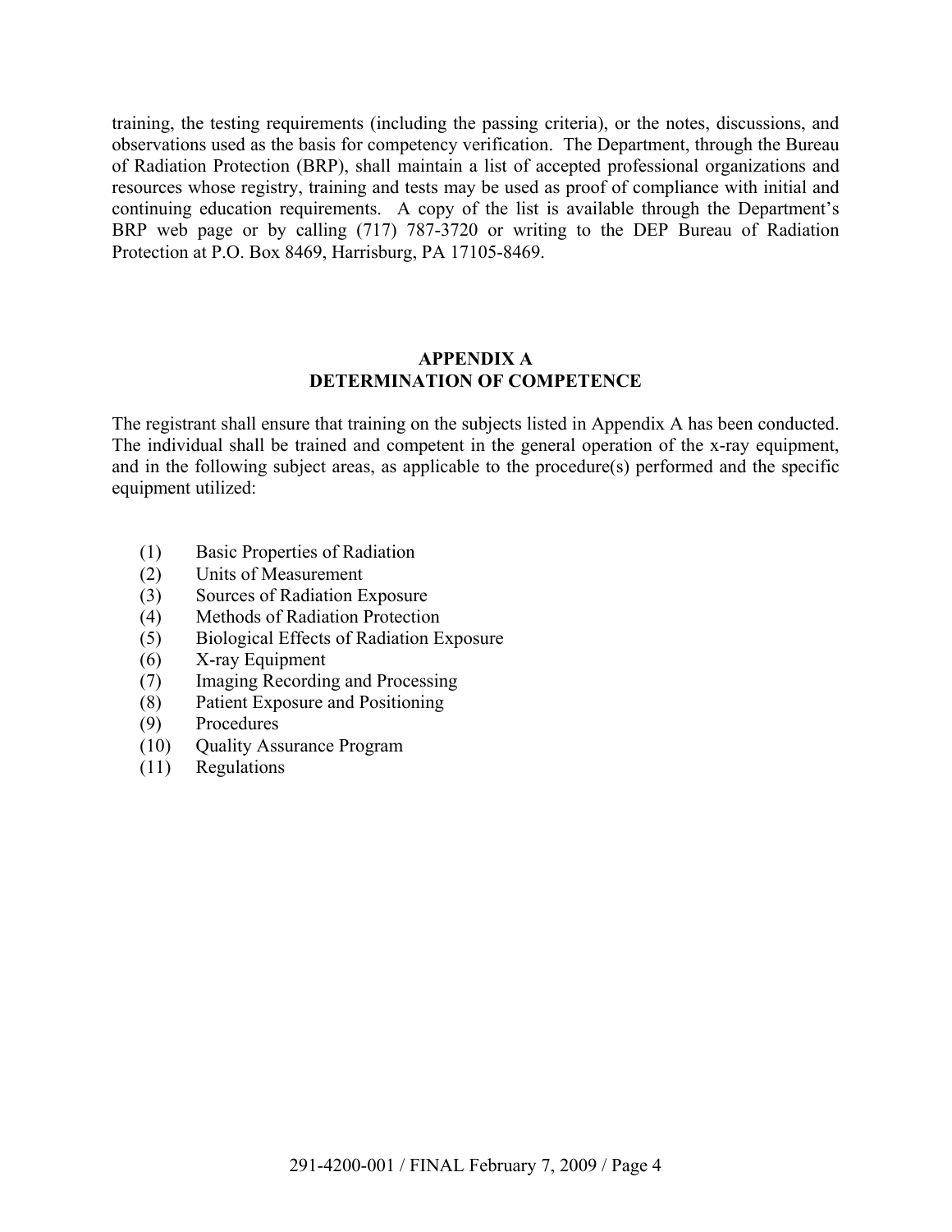training, the testing requirements (including the passing criteria), or the notes, discussions, and observations used as the basis for competency verification. The Department, through the Bureau of Radiation Protection (BRP), shall maintain a list of accepted professional organizations and resources whose registry, training and tests may be used as proof of compliance with initial and continuing education requirements. A copy of the list is available through the Department's BRP web page or by calling (717) 787-3720 or writing to the DEP Bureau of Radiation Protection at P.O. Box 8469, Harrisburg, PA 17105-8469.

## APPENDIX A
## DETERMINATION OF COMPETENCE

The registrant shall ensure that training on the subjects listed in Appendix A has been conducted. The individual shall be trained and competent in the general operation of the x-ray equipment, and in the following subject areas, as applicable to the procedure(s) performed and the specific equipment utilized:

(1) Basic Properties of Radiation
(2) Units of Measurement
(3) Sources of Radiation Exposure
(4) Methods of Radiation Protection
(5) Biological Effects of Radiation Exposure
(6) X-ray Equipment
(7) Imaging Recording and Processing
(8) Patient Exposure and Positioning
(9) Procedures
(10) Quality Assurance Program
(11) Regulations